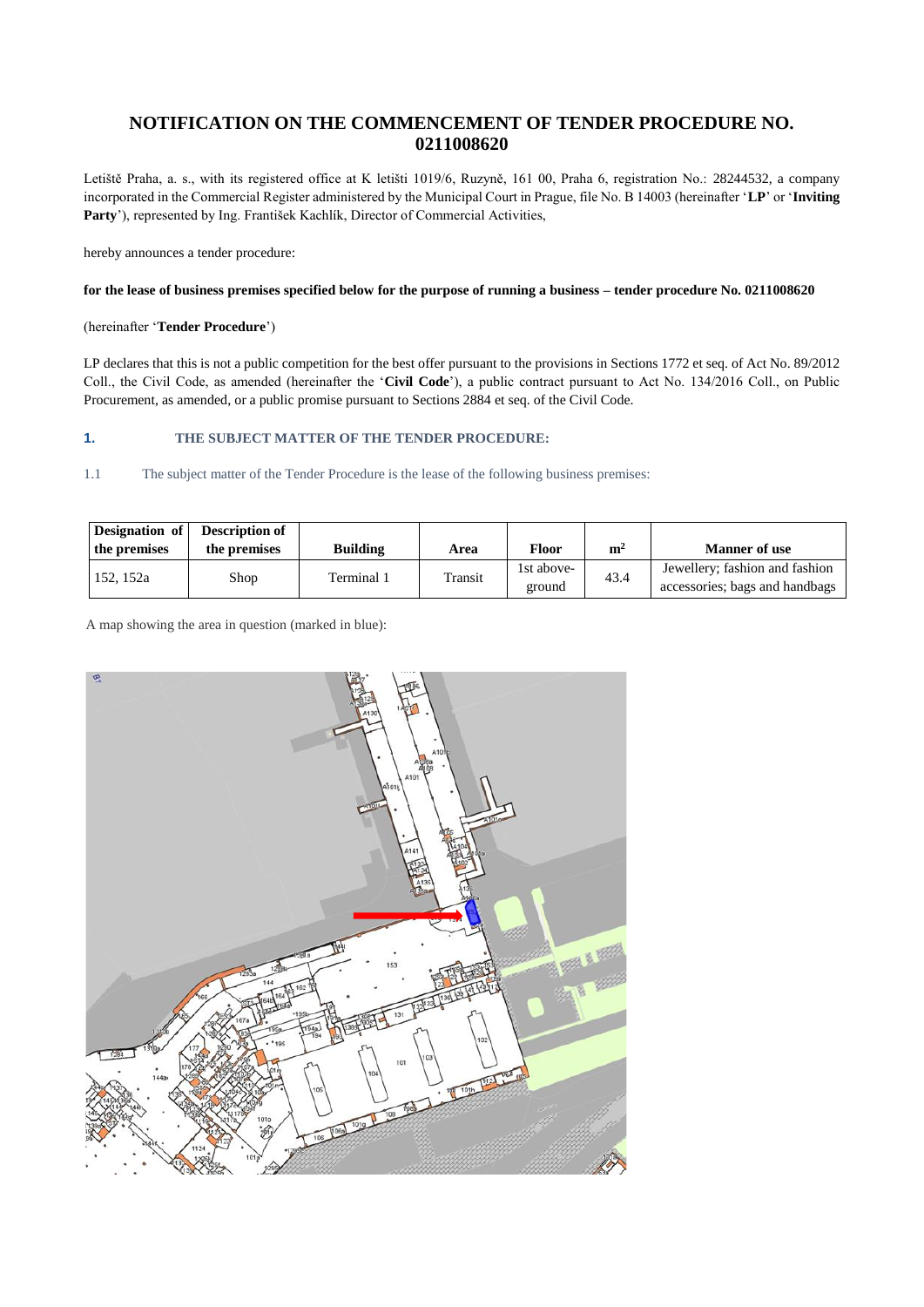# NOTIFICATION ON THE COMMENCEMENT OF TENDER PROCEDURE NO. 0211008620

Letiště Praha, a. s., with its registered office at K letišti 1019/6, Ruzyně, 161 00, Praha 6, registration No.: 28244532, a company incorporated in the Commercial Register administered by the Municipal Court in Prague, file No. B 14003 (hereinafter '**LP**' or '**Inviting Party**'), represented by Ing. František Kachlík, Director of Commercial Activities,

hereby announces a tender procedure:

**for the lease of business premises specified below for the purpose of running a business – tender procedure No. 0211008620**

(hereinafter '**Tender Procedure**')

LP declares that this is not a public competition for the best offer pursuant to the provisions in Sections 1772 et seq. of Act No. 89/2012 Coll., the Civil Code, as amended (hereinafter the '**Civil Code**'), a public contract pursuant to Act No. 134/2016 Coll., on Public Procurement, as amended, or a public promise pursuant to Sections 2884 et seq. of the Civil Code.

## 1. THE SUBJECT MATTER OF THE TENDER PROCEDURE:

1.1 The subject matter of the Tender Procedure is the lease of the following business premises:

| Designation of the premises | Description of the premises | Building | Area | Floor | m$^2$ | Manner of use |
|---|---|---|---|---|---|---|
| 152, 152a | Shop | Terminal 1 | Transit | 1st above-ground | 43.4 | Jewellery; fashion and fashion accessories; bags and handbags |

A map showing the area in question (marked in blue):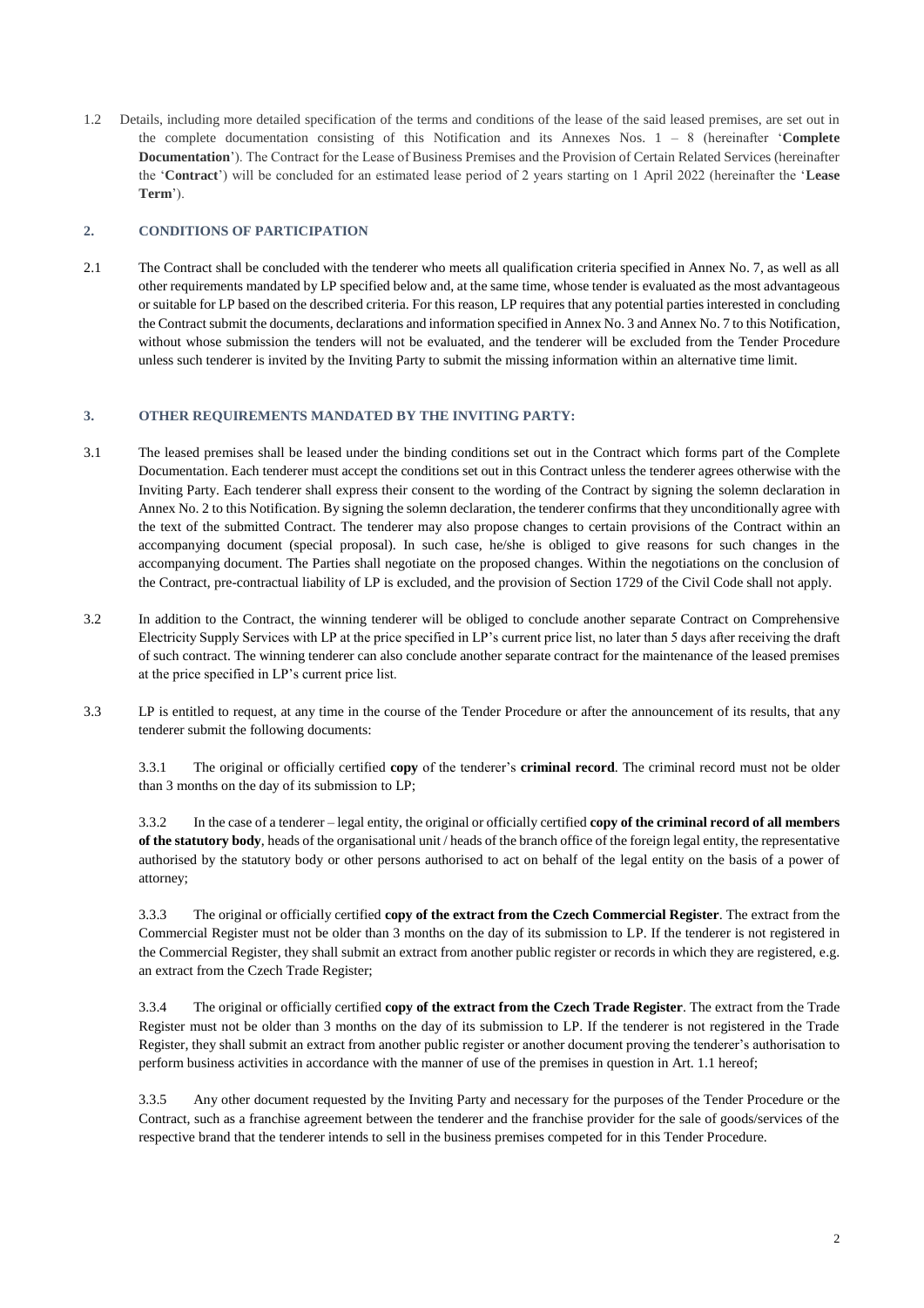1.2 Details, including more detailed specification of the terms and conditions of the lease of the said leased premises, are set out in the complete documentation consisting of this Notification and its Annexes Nos. 1 – 8 (hereinafter '**Complete Documentation**'). The Contract for the Lease of Business Premises and the Provision of Certain Related Services (hereinafter the '**Contract**') will be concluded for an estimated lease period of 2 years starting on 1 April 2022 (hereinafter the '**Lease Term**').

## 2. CONDITIONS OF PARTICIPATION

2.1 The Contract shall be concluded with the tenderer who meets all qualification criteria specified in Annex No. 7, as well as all other requirements mandated by LP specified below and, at the same time, whose tender is evaluated as the most advantageous or suitable for LP based on the described criteria. For this reason, LP requires that any potential parties interested in concluding the Contract submit the documents, declarations and information specified in Annex No. 3 and Annex No. 7 to this Notification, without whose submission the tenders will not be evaluated, and the tenderer will be excluded from the Tender Procedure unless such tenderer is invited by the Inviting Party to submit the missing information within an alternative time limit.

## 3. OTHER REQUIREMENTS MANDATED BY THE INVITING PARTY:

3.1 The leased premises shall be leased under the binding conditions set out in the Contract which forms part of the Complete Documentation. Each tenderer must accept the conditions set out in this Contract unless the tenderer agrees otherwise with the Inviting Party. Each tenderer shall express their consent to the wording of the Contract by signing the solemn declaration in Annex No. 2 to this Notification. By signing the solemn declaration, the tenderer confirms that they unconditionally agree with the text of the submitted Contract. The tenderer may also propose changes to certain provisions of the Contract within an accompanying document (special proposal). In such case, he/she is obliged to give reasons for such changes in the accompanying document. The Parties shall negotiate on the proposed changes. Within the negotiations on the conclusion of the Contract, pre-contractual liability of LP is excluded, and the provision of Section 1729 of the Civil Code shall not apply.

3.2 In addition to the Contract, the winning tenderer will be obliged to conclude another separate Contract on Comprehensive Electricity Supply Services with LP at the price specified in LP's current price list, no later than 5 days after receiving the draft of such contract. The winning tenderer can also conclude another separate contract for the maintenance of the leased premises at the price specified in LP's current price list.

3.3 LP is entitled to request, at any time in the course of the Tender Procedure or after the announcement of its results, that any tenderer submit the following documents:

3.3.1 The original or officially certified **copy** of the tenderer's **criminal record**. The criminal record must not be older than 3 months on the day of its submission to LP;

3.3.2 In the case of a tenderer – legal entity, the original or officially certified **copy of the criminal record of all members of the statutory body**, heads of the organisational unit / heads of the branch office of the foreign legal entity, the representative authorised by the statutory body or other persons authorised to act on behalf of the legal entity on the basis of a power of attorney;

3.3.3 The original or officially certified **copy of the extract from the Czech Commercial Register**. The extract from the Commercial Register must not be older than 3 months on the day of its submission to LP. If the tenderer is not registered in the Commercial Register, they shall submit an extract from another public register or records in which they are registered, e.g. an extract from the Czech Trade Register;

3.3.4 The original or officially certified **copy of the extract from the Czech Trade Register**. The extract from the Trade Register must not be older than 3 months on the day of its submission to LP. If the tenderer is not registered in the Trade Register, they shall submit an extract from another public register or another document proving the tenderer's authorisation to perform business activities in accordance with the manner of use of the premises in question in Art. 1.1 hereof;

3.3.5 Any other document requested by the Inviting Party and necessary for the purposes of the Tender Procedure or the Contract, such as a franchise agreement between the tenderer and the franchise provider for the sale of goods/services of the respective brand that the tenderer intends to sell in the business premises competed for in this Tender Procedure.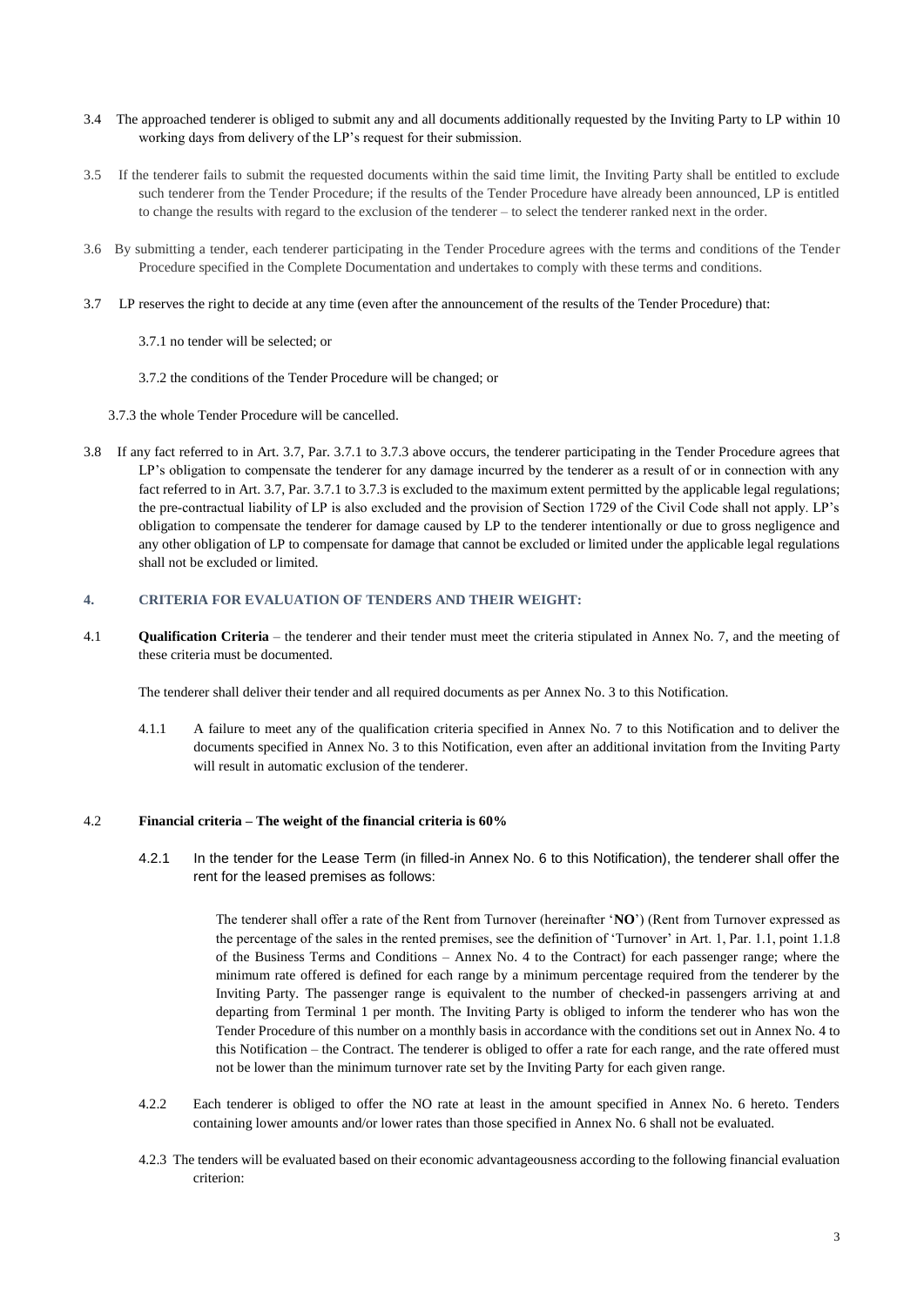3.4 The approached tenderer is obliged to submit any and all documents additionally requested by the Inviting Party to LP within 10 working days from delivery of the LP's request for their submission.

3.5 If the tenderer fails to submit the requested documents within the said time limit, the Inviting Party shall be entitled to exclude such tenderer from the Tender Procedure; if the results of the Tender Procedure have already been announced, LP is entitled to change the results with regard to the exclusion of the tenderer – to select the tenderer ranked next in the order.

3.6 By submitting a tender, each tenderer participating in the Tender Procedure agrees with the terms and conditions of the Tender Procedure specified in the Complete Documentation and undertakes to comply with these terms and conditions.

3.7 LP reserves the right to decide at any time (even after the announcement of the results of the Tender Procedure) that:

3.7.1 no tender will be selected; or

3.7.2 the conditions of the Tender Procedure will be changed; or

3.7.3 the whole Tender Procedure will be cancelled.

3.8 If any fact referred to in Art. 3.7, Par. 3.7.1 to 3.7.3 above occurs, the tenderer participating in the Tender Procedure agrees that LP's obligation to compensate the tenderer for any damage incurred by the tenderer as a result of or in connection with any fact referred to in Art. 3.7, Par. 3.7.1 to 3.7.3 is excluded to the maximum extent permitted by the applicable legal regulations; the pre-contractual liability of LP is also excluded and the provision of Section 1729 of the Civil Code shall not apply. LP's obligation to compensate the tenderer for damage caused by LP to the tenderer intentionally or due to gross negligence and any other obligation of LP to compensate for damage that cannot be excluded or limited under the applicable legal regulations shall not be excluded or limited.

## 4. CRITERIA FOR EVALUATION OF TENDERS AND THEIR WEIGHT:

4.1 **Qualification Criteria** – the tenderer and their tender must meet the criteria stipulated in Annex No. 7, and the meeting of these criteria must be documented.

The tenderer shall deliver their tender and all required documents as per Annex No. 3 to this Notification.

4.1.1 A failure to meet any of the qualification criteria specified in Annex No. 7 to this Notification and to deliver the documents specified in Annex No. 3 to this Notification, even after an additional invitation from the Inviting Party will result in automatic exclusion of the tenderer.

4.2 **Financial criteria – The weight of the financial criteria is 60%**

4.2.1 In the tender for the Lease Term (in filled-in Annex No. 6 to this Notification), the tenderer shall offer the rent for the leased premises as follows:

The tenderer shall offer a rate of the Rent from Turnover (hereinafter '**NO**') (Rent from Turnover expressed as the percentage of the sales in the rented premises, see the definition of 'Turnover' in Art. 1, Par. 1.1, point 1.1.8 of the Business Terms and Conditions – Annex No. 4 to the Contract) for each passenger range; where the minimum rate offered is defined for each range by a minimum percentage required from the tenderer by the Inviting Party. The passenger range is equivalent to the number of checked-in passengers arriving at and departing from Terminal 1 per month. The Inviting Party is obliged to inform the tenderer who has won the Tender Procedure of this number on a monthly basis in accordance with the conditions set out in Annex No. 4 to this Notification – the Contract. The tenderer is obliged to offer a rate for each range, and the rate offered must not be lower than the minimum turnover rate set by the Inviting Party for each given range.

4.2.2 Each tenderer is obliged to offer the NO rate at least in the amount specified in Annex No. 6 hereto. Tenders containing lower amounts and/or lower rates than those specified in Annex No. 6 shall not be evaluated.

4.2.3 The tenders will be evaluated based on their economic advantageousness according to the following financial evaluation criterion: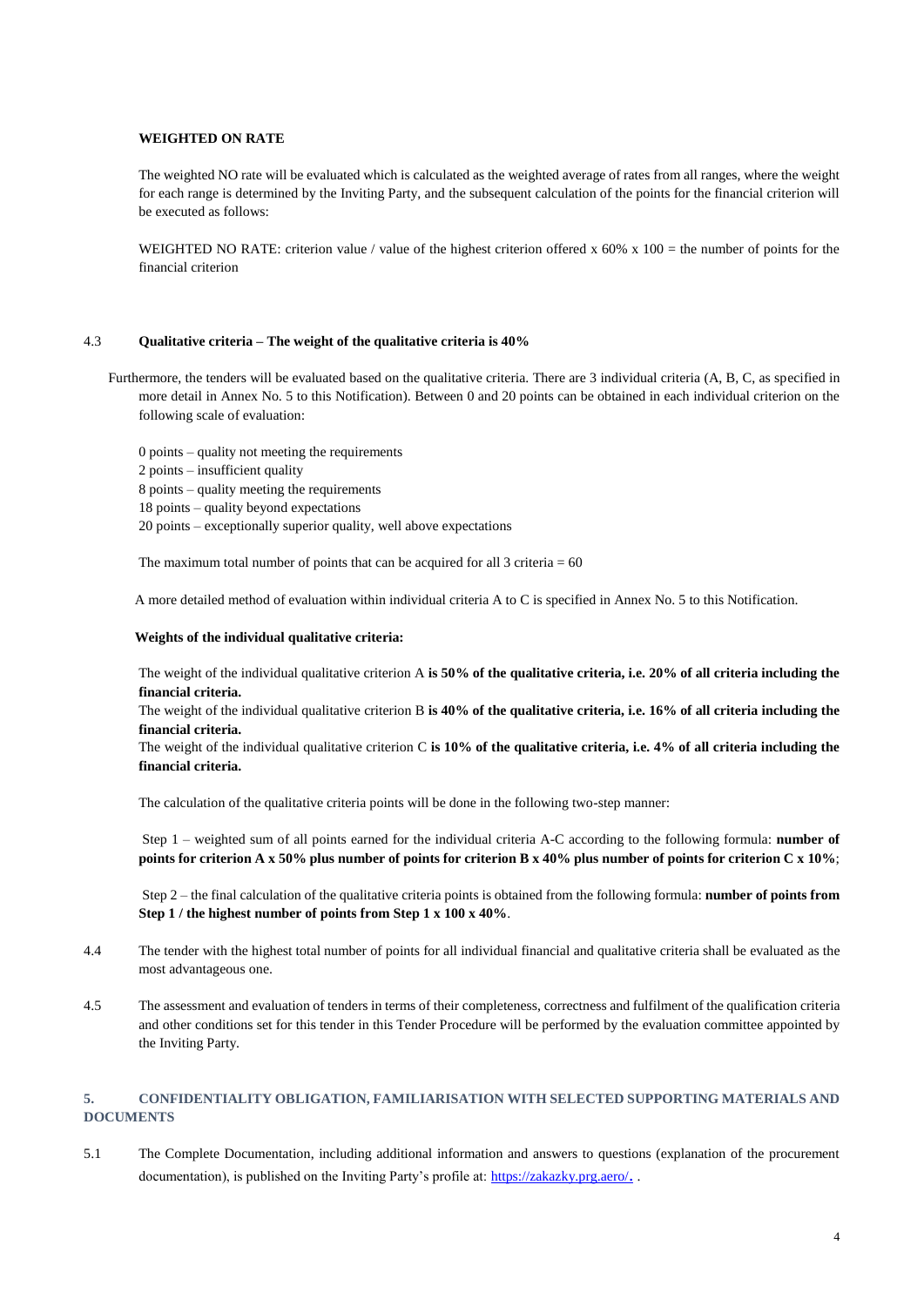**WEIGHTED ON RATE**

The weighted NO rate will be evaluated which is calculated as the weighted average of rates from all ranges, where the weight for each range is determined by the Inviting Party, and the subsequent calculation of the points for the financial criterion will be executed as follows:

WEIGHTED NO RATE: criterion value / value of the highest criterion offered x 60% x 100 = the number of points for the financial criterion

4.3 **Qualitative criteria – The weight of the qualitative criteria is 40%**

Furthermore, the tenders will be evaluated based on the qualitative criteria. There are 3 individual criteria (A, B, C, as specified in more detail in Annex No. 5 to this Notification). Between 0 and 20 points can be obtained in each individual criterion on the following scale of evaluation:

0 points – quality not meeting the requirements
2 points – insufficient quality
8 points – quality meeting the requirements
18 points – quality beyond expectations
20 points – exceptionally superior quality, well above expectations

The maximum total number of points that can be acquired for all 3 criteria = 60

A more detailed method of evaluation within individual criteria A to C is specified in Annex No. 5 to this Notification.

**Weights of the individual qualitative criteria:**

The weight of the individual qualitative criterion A **is 50% of the qualitative criteria, i.e. 20% of all criteria including the financial criteria.**
The weight of the individual qualitative criterion B **is 40% of the qualitative criteria, i.e. 16% of all criteria including the financial criteria.**
The weight of the individual qualitative criterion C **is 10% of the qualitative criteria, i.e. 4% of all criteria including the financial criteria.**

The calculation of the qualitative criteria points will be done in the following two-step manner:

Step 1 – weighted sum of all points earned for the individual criteria A-C according to the following formula: **number of points for criterion A x 50% plus number of points for criterion B x 40% plus number of points for criterion C x 10%**;

Step 2 – the final calculation of the qualitative criteria points is obtained from the following formula: **number of points from Step 1 / the highest number of points from Step 1 x 100 x 40%**.

4.4 The tender with the highest total number of points for all individual financial and qualitative criteria shall be evaluated as the most advantageous one.

4.5 The assessment and evaluation of tenders in terms of their completeness, correctness and fulfilment of the qualification criteria and other conditions set for this tender in this Tender Procedure will be performed by the evaluation committee appointed by the Inviting Party.

## 5. CONFIDENTIALITY OBLIGATION, FAMILIARISATION WITH SELECTED SUPPORTING MATERIALS AND DOCUMENTS

5.1 The Complete Documentation, including additional information and answers to questions (explanation of the procurement documentation), is published on the Inviting Party's profile at: https://zakazky.prg.aero/. .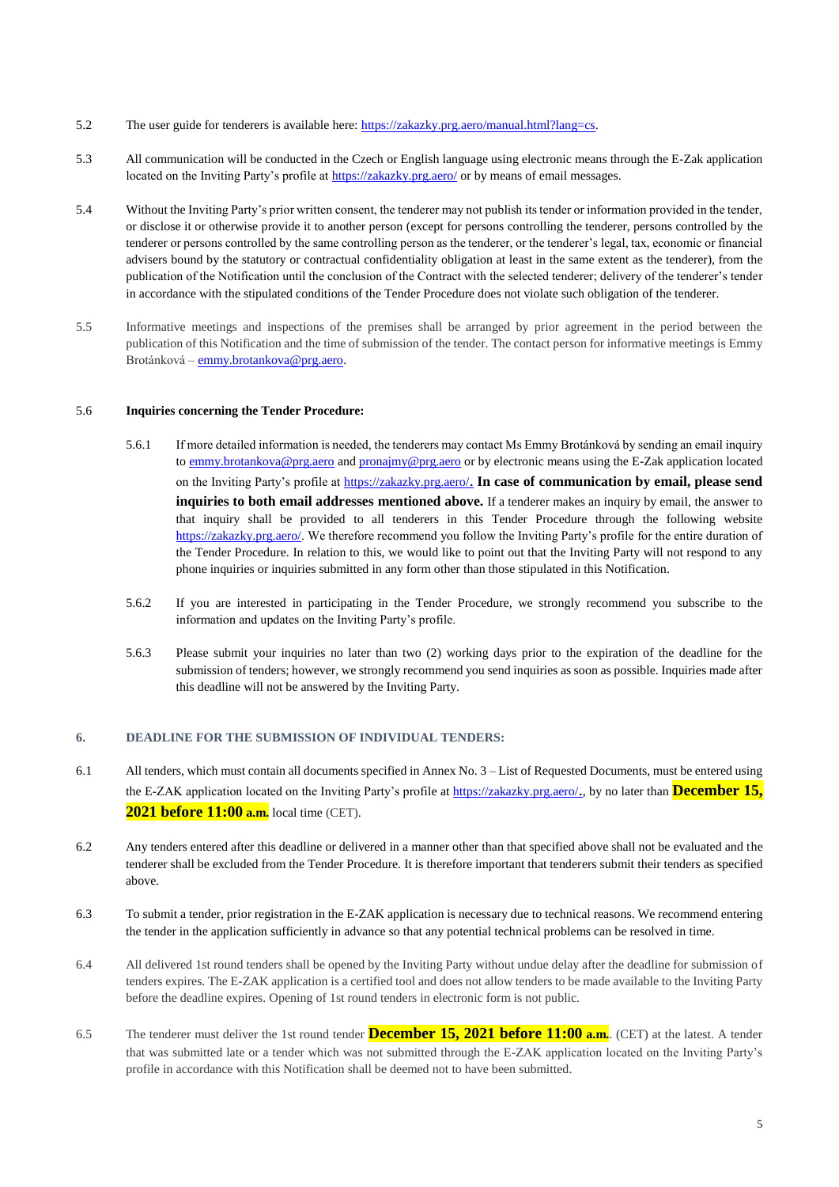5.2 The user guide for tenderers is available here: https://zakazky.prg.aero/manual.html?lang=cs.

5.3 All communication will be conducted in the Czech or English language using electronic means through the E-Zak application located on the Inviting Party's profile at https://zakazky.prg.aero/ or by means of email messages.

5.4 Without the Inviting Party's prior written consent, the tenderer may not publish its tender or information provided in the tender, or disclose it or otherwise provide it to another person (except for persons controlling the tenderer, persons controlled by the tenderer or persons controlled by the same controlling person as the tenderer, or the tenderer's legal, tax, economic or financial advisers bound by the statutory or contractual confidentiality obligation at least in the same extent as the tenderer), from the publication of the Notification until the conclusion of the Contract with the selected tenderer; delivery of the tenderer's tender in accordance with the stipulated conditions of the Tender Procedure does not violate such obligation of the tenderer.

5.5 Informative meetings and inspections of the premises shall be arranged by prior agreement in the period between the publication of this Notification and the time of submission of the tender. The contact person for informative meetings is Emmy Brotánková – emmy.brotankova@prg.aero.

5.6 **Inquiries concerning the Tender Procedure:**

5.6.1 If more detailed information is needed, the tenderers may contact Ms Emmy Brotánková by sending an email inquiry to emmy.brotankova@prg.aero and pronajmy@prg.aero or by electronic means using the E-Zak application located on the Inviting Party's profile at https://zakazky.prg.aero/. **In case of communication by email, please send inquiries to both email addresses mentioned above.** If a tenderer makes an inquiry by email, the answer to that inquiry shall be provided to all tenderers in this Tender Procedure through the following website https://zakazky.prg.aero/. We therefore recommend you follow the Inviting Party's profile for the entire duration of the Tender Procedure. In relation to this, we would like to point out that the Inviting Party will not respond to any phone inquiries or inquiries submitted in any form other than those stipulated in this Notification.

5.6.2 If you are interested in participating in the Tender Procedure, we strongly recommend you subscribe to the information and updates on the Inviting Party's profile.

5.6.3 Please submit your inquiries no later than two (2) working days prior to the expiration of the deadline for the submission of tenders; however, we strongly recommend you send inquiries as soon as possible. Inquiries made after this deadline will not be answered by the Inviting Party.

## 6. DEADLINE FOR THE SUBMISSION OF INDIVIDUAL TENDERS:

6.1 All tenders, which must contain all documents specified in Annex No. 3 – List of Requested Documents, must be entered using the E-ZAK application located on the Inviting Party's profile at https://zakazky.prg.aero/., by no later than **December 15, 2021 before 11:00 a.m.** local time (CET).

6.2 Any tenders entered after this deadline or delivered in a manner other than that specified above shall not be evaluated and the tenderer shall be excluded from the Tender Procedure. It is therefore important that tenderers submit their tenders as specified above.

6.3 To submit a tender, prior registration in the E-ZAK application is necessary due to technical reasons. We recommend entering the tender in the application sufficiently in advance so that any potential technical problems can be resolved in time.

6.4 All delivered 1st round tenders shall be opened by the Inviting Party without undue delay after the deadline for submission of tenders expires. The E-ZAK application is a certified tool and does not allow tenders to be made available to the Inviting Party before the deadline expires. Opening of 1st round tenders in electronic form is not public.

6.5 The tenderer must deliver the 1st round tender **December 15, 2021 before 11:00 a.m.**. (CET) at the latest. A tender that was submitted late or a tender which was not submitted through the E-ZAK application located on the Inviting Party's profile in accordance with this Notification shall be deemed not to have been submitted.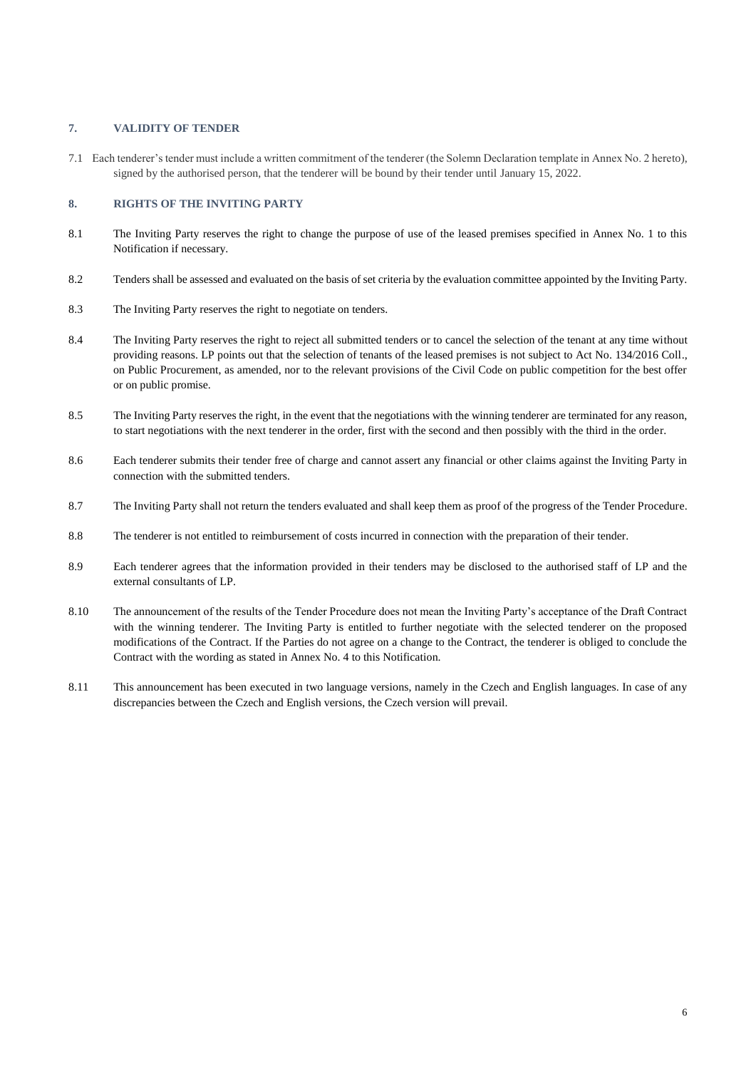## 7. VALIDITY OF TENDER

7.1 Each tenderer's tender must include a written commitment of the tenderer (the Solemn Declaration template in Annex No. 2 hereto), signed by the authorised person, that the tenderer will be bound by their tender until January 15, 2022.

## 8. RIGHTS OF THE INVITING PARTY

8.1 The Inviting Party reserves the right to change the purpose of use of the leased premises specified in Annex No. 1 to this Notification if necessary.

8.2 Tenders shall be assessed and evaluated on the basis of set criteria by the evaluation committee appointed by the Inviting Party.

8.3 The Inviting Party reserves the right to negotiate on tenders.

8.4 The Inviting Party reserves the right to reject all submitted tenders or to cancel the selection of the tenant at any time without providing reasons. LP points out that the selection of tenants of the leased premises is not subject to Act No. 134/2016 Coll., on Public Procurement, as amended, nor to the relevant provisions of the Civil Code on public competition for the best offer or on public promise.

8.5 The Inviting Party reserves the right, in the event that the negotiations with the winning tenderer are terminated for any reason, to start negotiations with the next tenderer in the order, first with the second and then possibly with the third in the order.

8.6 Each tenderer submits their tender free of charge and cannot assert any financial or other claims against the Inviting Party in connection with the submitted tenders.

8.7 The Inviting Party shall not return the tenders evaluated and shall keep them as proof of the progress of the Tender Procedure.

8.8 The tenderer is not entitled to reimbursement of costs incurred in connection with the preparation of their tender.

8.9 Each tenderer agrees that the information provided in their tenders may be disclosed to the authorised staff of LP and the external consultants of LP.

8.10 The announcement of the results of the Tender Procedure does not mean the Inviting Party's acceptance of the Draft Contract with the winning tenderer. The Inviting Party is entitled to further negotiate with the selected tenderer on the proposed modifications of the Contract. If the Parties do not agree on a change to the Contract, the tenderer is obliged to conclude the Contract with the wording as stated in Annex No. 4 to this Notification.

8.11 This announcement has been executed in two language versions, namely in the Czech and English languages. In case of any discrepancies between the Czech and English versions, the Czech version will prevail.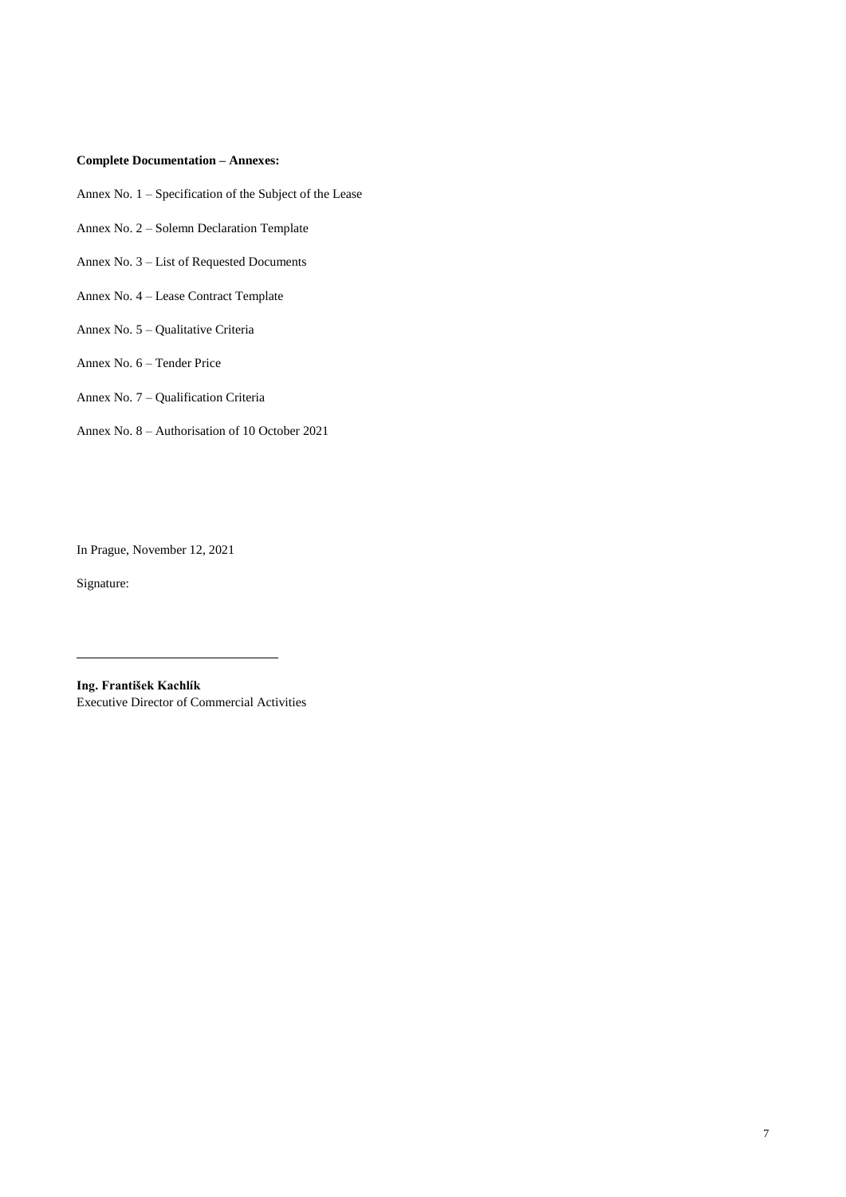**Complete Documentation – Annexes:**

Annex No. 1 – Specification of the Subject of the Lease

Annex No. 2 – Solemn Declaration Template

Annex No. 3 – List of Requested Documents

Annex No. 4 – Lease Contract Template

Annex No. 5 – Qualitative Criteria

Annex No. 6 – Tender Price

Annex No. 7 – Qualification Criteria

Annex No. 8 – Authorisation of 10 October 2021

In Prague, November 12, 2021

Signature:

______________________________

**Ing. František Kachlík**
Executive Director of Commercial Activities